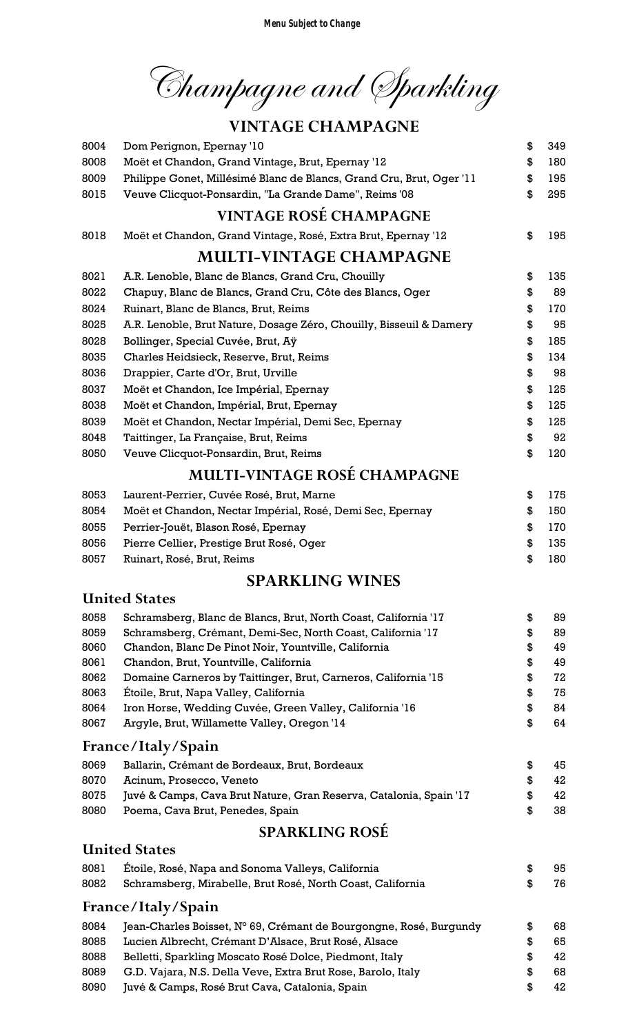*Menu Subject to Change*

# Champagne and Sparkling

## VINTAGE CHAMPAGNE

| | | | |
|---|---|---|---|
| 8004 | Dom Perignon, Epernay '10 | $ | 349 |
| 8008 | Moët et Chandon, Grand Vintage, Brut, Epernay '12 | $ | 180 |
| 8009 | Philippe Gonet, Millésimé Blanc de Blancs, Grand Cru, Brut, Oger '11 | $ | 195 |
| 8015 | Veuve Clicquot-Ponsardin, "La Grande Dame", Reims '08 | $ | 295 |

## VINTAGE ROSÉ CHAMPAGNE

| | | | |
|---|---|---|---|
| 8018 | Moët et Chandon, Grand Vintage, Rosé, Extra Brut, Epernay '12 | $ | 195 |

## MULTI-VINTAGE CHAMPAGNE

| | | | |
|---|---|---|---|
| 8021 | A.R. Lenoble, Blanc de Blancs, Grand Cru, Chouilly | $ | 135 |
| 8022 | Chapuy, Blanc de Blancs, Grand Cru, Côte des Blancs, Oger | $ | 89 |
| 8024 | Ruinart, Blanc de Blancs, Brut, Reims | $ | 170 |
| 8025 | A.R. Lenoble, Brut Nature, Dosage Zéro, Chouilly, Bisseuil & Damery | $ | 95 |
| 8028 | Bollinger, Special Cuvée, Brut, Aÿ | $ | 185 |
| 8035 | Charles Heidsieck, Reserve, Brut, Reims | $ | 134 |
| 8036 | Drappier, Carte d'Or, Brut, Urville | $ | 98 |
| 8037 | Moët et Chandon, Ice Impérial, Epernay | $ | 125 |
| 8038 | Moët et Chandon, Impérial, Brut, Epernay | $ | 125 |
| 8039 | Moët et Chandon, Nectar Impérial, Demi Sec, Epernay | $ | 125 |
| 8048 | Taittinger, La Française, Brut, Reims | $ | 92 |
| 8050 | Veuve Clicquot-Ponsardin, Brut, Reims | $ | 120 |

## MULTI-VINTAGE ROSÉ CHAMPAGNE

| | | | |
|---|---|---|---|
| 8053 | Laurent-Perrier, Cuvée Rosé, Brut, Marne | $ | 175 |
| 8054 | Moët et Chandon, Nectar Impérial, Rosé, Demi Sec, Epernay | $ | 150 |
| 8055 | Perrier-Jouët, Blason Rosé, Epernay | $ | 170 |
| 8056 | Pierre Cellier, Prestige Brut Rosé, Oger | $ | 135 |
| 8057 | Ruinart, Rosé, Brut, Reims | $ | 180 |

## SPARKLING WINES

### United States

| | | | |
|---|---|---|---|
| 8058 | Schramsberg, Blanc de Blancs, Brut, North Coast, California '17 | $ | 89 |
| 8059 | Schramsberg, Crémant, Demi-Sec, North Coast, California '17 | $ | 89 |
| 8060 | Chandon, Blanc De Pinot Noir, Yountville, California | $ | 49 |
| 8061 | Chandon, Brut, Yountville, California | $ | 49 |
| 8062 | Domaine Carneros by Taittinger, Brut, Carneros, California '15 | $ | 72 |
| 8063 | Étoile, Brut, Napa Valley, California | $ | 75 |
| 8064 | Iron Horse, Wedding Cuvée, Green Valley, California '16 | $ | 84 |
| 8067 | Argyle, Brut, Willamette Valley, Oregon '14 | $ | 64 |

### France/Italy/Spain

| | | | |
|---|---|---|---|
| 8069 | Ballarin, Crémant de Bordeaux, Brut, Bordeaux | $ | 45 |
| 8070 | Acinum, Prosecco, Veneto | $ | 42 |
| 8075 | Juvé & Camps, Cava Brut Nature, Gran Reserva, Catalonia, Spain '17 | $ | 42 |
| 8080 | Poema, Cava Brut, Penedes, Spain | $ | 38 |

## SPARKLING ROSÉ

### United States

| | | | |
|---|---|---|---|
| 8081 | Étoile, Rosé, Napa and Sonoma Valleys, California | $ | 95 |
| 8082 | Schramsberg, Mirabelle, Brut Rosé, North Coast, California | $ | 76 |

### France/Italy/Spain

| | | | |
|---|---|---|---|
| 8084 | Jean-Charles Boisset, N° 69, Crémant de Bourgongne, Rosé, Burgundy | $ | 68 |
| 8085 | Lucien Albrecht, Crémant D'Alsace, Brut Rosé, Alsace | $ | 65 |
| 8088 | Belletti, Sparkling Moscato Rosé Dolce, Piedmont, Italy | $ | 42 |
| 8089 | G.D. Vajara, N.S. Della Veve, Extra Brut Rose, Barolo, Italy | $ | 68 |
| 8090 | Juvé & Camps, Rosé Brut Cava, Catalonia, Spain | $ | 42 |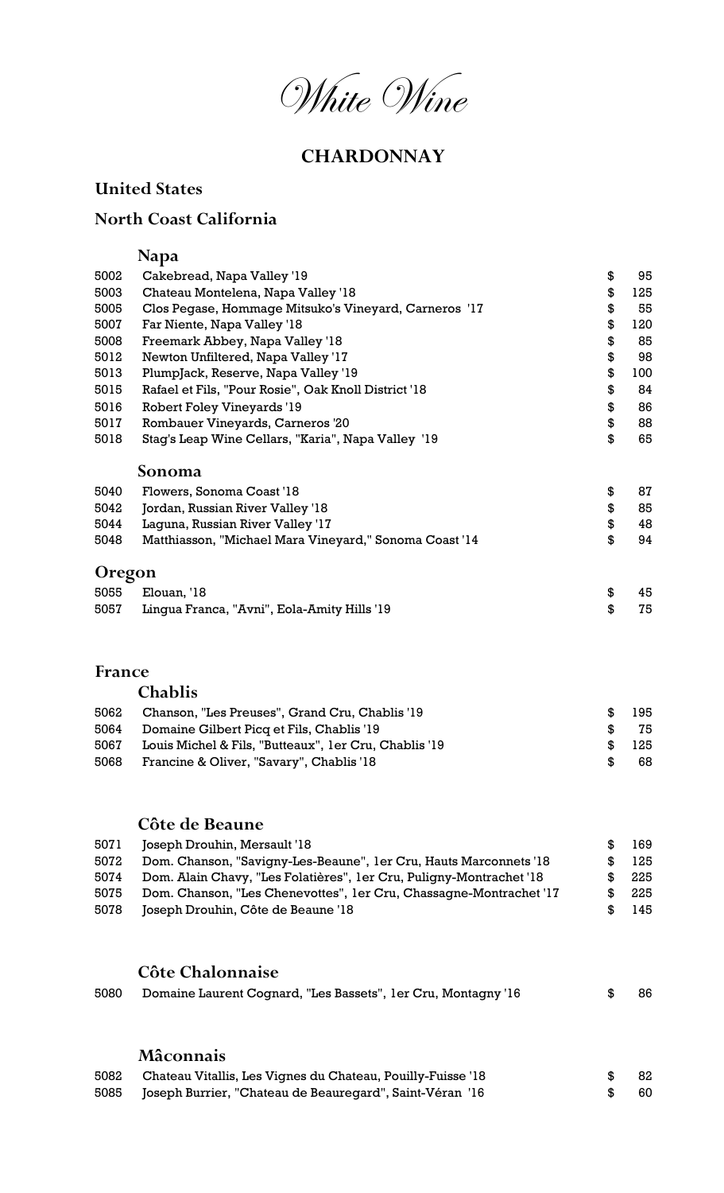# White Wine

## CHARDONNAY

### United States

### North Coast California

#### Napa

| | | |
|---|---|---|
| 5002 | Cakebread, Napa Valley '19 | $ 95 |
| 5003 | Chateau Montelena, Napa Valley '18 | $ 125 |
| 5005 | Clos Pegase, Hommage Mitsuko's Vineyard, Carneros '17 | $ 55 |
| 5007 | Far Niente, Napa Valley '18 | $ 120 |
| 5008 | Freemark Abbey, Napa Valley '18 | $ 85 |
| 5012 | Newton Unfiltered, Napa Valley '17 | $ 98 |
| 5013 | PlumpJack, Reserve, Napa Valley '19 | $ 100 |
| 5015 | Rafael et Fils, "Pour Rosie", Oak Knoll District '18 | $ 84 |
| 5016 | Robert Foley Vineyards '19 | $ 86 |
| 5017 | Rombauer Vineyards, Carneros '20 | $ 88 |
| 5018 | Stag's Leap Wine Cellars, "Karia", Napa Valley '19 | $ 65 |

#### Sonoma

| | | |
|---|---|---|
| 5040 | Flowers, Sonoma Coast '18 | $ 87 |
| 5042 | Jordan, Russian River Valley '18 | $ 85 |
| 5044 | Laguna, Russian River Valley '17 | $ 48 |
| 5048 | Matthiasson, "Michael Mara Vineyard," Sonoma Coast '14 | $ 94 |

### Oregon

| | | |
|---|---|---|
| 5055 | Elouan, '18 | $ 45 |
| 5057 | Lingua Franca, "Avni", Eola-Amity Hills '19 | $ 75 |

### France

#### Chablis

| | | |
|---|---|---|
| 5062 | Chanson, "Les Preuses", Grand Cru, Chablis '19 | $ 195 |
| 5064 | Domaine Gilbert Picq et Fils, Chablis '19 | $ 75 |
| 5067 | Louis Michel & Fils, "Butteaux", 1er Cru, Chablis '19 | $ 125 |
| 5068 | Francine & Oliver, "Savary", Chablis '18 | $ 68 |

#### Côte de Beaune

| | | |
|---|---|---|
| 5071 | Joseph Drouhin, Mersault '18 | $ 169 |
| 5072 | Dom. Chanson, "Savigny-Les-Beaune", 1er Cru, Hauts Marconnets '18 | $ 125 |
| 5074 | Dom. Alain Chavy, "Les Folatières", 1er Cru, Puligny-Montrachet '18 | $ 225 |
| 5075 | Dom. Chanson, "Les Chenevottes", 1er Cru, Chassagne-Montrachet '17 | $ 225 |
| 5078 | Joseph Drouhin, Côte de Beaune '18 | $ 145 |

#### Côte Chalonnaise

| | | |
|---|---|---|
| 5080 | Domaine Laurent Cognard, "Les Bassets", 1er Cru, Montagny '16 | $ 86 |

#### Mâconnais

| | | |
|---|---|---|
| 5082 | Chateau Vitallis, Les Vignes du Chateau, Pouilly-Fuisse '18 | $ 82 |
| 5085 | Joseph Burrier, "Chateau de Beauregard", Saint-Véran '16 | $ 60 |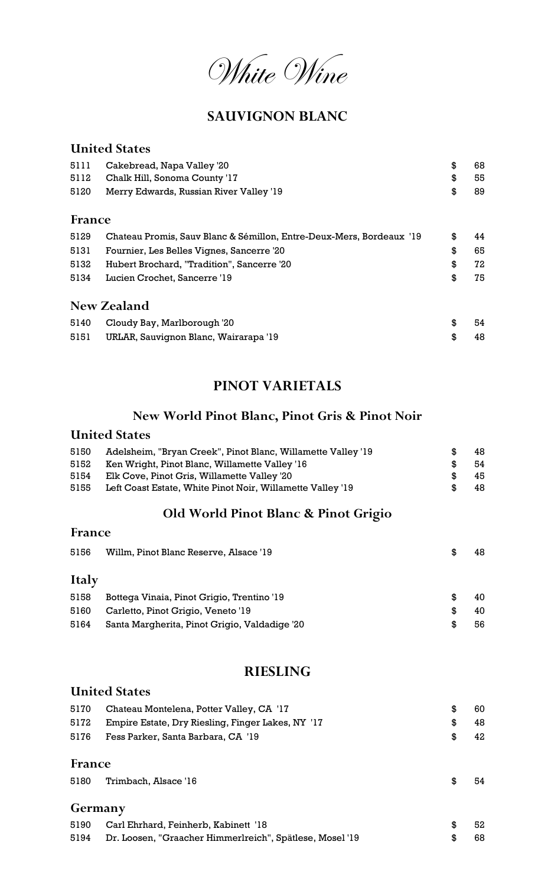# *White Wine*

## SAUVIGNON BLANC

### United States

| | | | |
|---|---|---|---|
| 5111 | Cakebread, Napa Valley '20 | $ | 68 |
| 5112 | Chalk Hill, Sonoma County '17 | $ | 55 |
| 5120 | Merry Edwards, Russian River Valley '19 | $ | 89 |

### France

| | | | |
|---|---|---|---|
| 5129 | Chateau Promis, Sauv Blanc & Sémillon, Entre-Deux-Mers, Bordeaux '19 | $ | 44 |
| 5131 | Fournier, Les Belles Vignes, Sancerre '20 | $ | 65 |
| 5132 | Hubert Brochard, "Tradition", Sancerre '20 | $ | 72 |
| 5134 | Lucien Crochet, Sancerre '19 | $ | 75 |

### New Zealand

| | | | |
|---|---|---|---|
| 5140 | Cloudy Bay, Marlborough '20 | $ | 54 |
| 5151 | URLAR, Sauvignon Blanc, Wairarapa '19 | $ | 48 |

## PINOT VARIETALS

### New World Pinot Blanc, Pinot Gris & Pinot Noir

### United States

| | | | |
|---|---|---|---|
| 5150 | Adelsheim, "Bryan Creek", Pinot Blanc, Willamette Valley '19 | $ | 48 |
| 5152 | Ken Wright, Pinot Blanc, Willamette Valley '16 | $ | 54 |
| 5154 | Elk Cove, Pinot Gris, Willamette Valley '20 | $ | 45 |
| 5155 | Left Coast Estate, White Pinot Noir, Willamette Valley '19 | $ | 48 |

### Old World Pinot Blanc & Pinot Grigio

### France

| | | | |
|---|---|---|---|
| 5156 | Willm, Pinot Blanc Reserve, Alsace '19 | $ | 48 |

### Italy

| | | | |
|---|---|---|---|
| 5158 | Bottega Vinaia, Pinot Grigio, Trentino '19 | $ | 40 |
| 5160 | Carletto, Pinot Grigio, Veneto '19 | $ | 40 |
| 5164 | Santa Margherita, Pinot Grigio, Valdadige '20 | $ | 56 |

## RIESLING

### United States

| | | | |
|---|---|---|---|
| 5170 | Chateau Montelena, Potter Valley, CA '17 | $ | 60 |
| 5172 | Empire Estate, Dry Riesling, Finger Lakes, NY '17 | $ | 48 |
| 5176 | Fess Parker, Santa Barbara, CA '19 | $ | 42 |

### France

| | | | |
|---|---|---|---|
| 5180 | Trimbach, Alsace '16 | $ | 54 |

### Germany

| | | | |
|---|---|---|---|
| 5190 | Carl Ehrhard, Feinherb, Kabinett '18 | $ | 52 |
| 5194 | Dr. Loosen, "Graacher Himmerlreich", Spätlese, Mosel '19 | $ | 68 |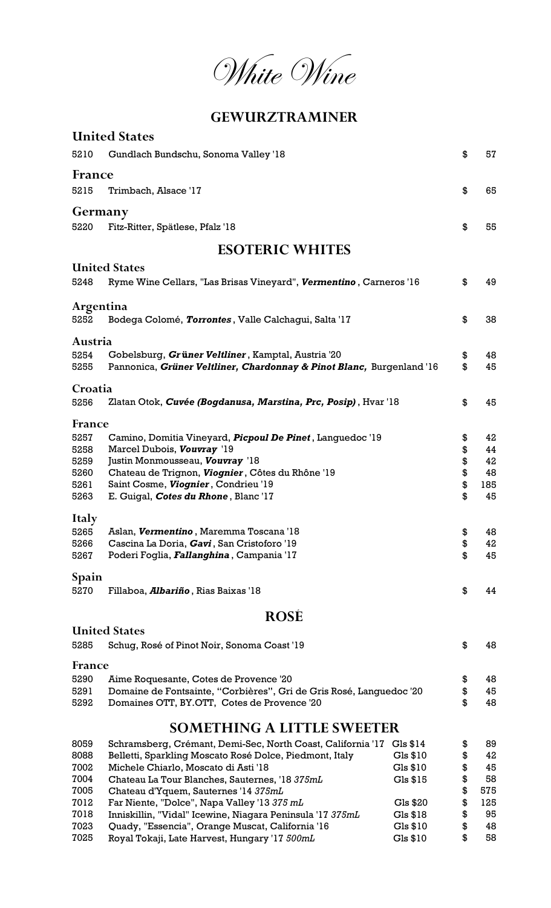# White Wine

## GEWURZTRAMINER

### United States

| | | |
|---|---|---|
| 5210 | Gundlach Bundschu, Sonoma Valley '18 | $ 57 |

### France

| | | |
|---|---|---|
| 5215 | Trimbach, Alsace '17 | $ 65 |

### Germany

| | | |
|---|---|---|
| 5220 | Fitz-Ritter, Spätlese, Pfalz '18 | $ 55 |

## ESOTERIC WHITES

### United States

| | | |
|---|---|---|
| 5248 | Ryme Wine Cellars, "Las Brisas Vineyard", ***Vermentino***, Carneros '16 | $ 49 |

### Argentina

| | | |
|---|---|---|
| 5252 | Bodega Colomé, ***Torrontes***, Valle Calchagui, Salta '17 | $ 38 |

### Austria

| | | |
|---|---|---|
| 5254 | Gobelsburg, ***Grüner Veltliner***, Kamptal, Austria '20 | $ 48 |
| 5255 | Pannonica, ***Grüner Veltliner, Chardonnay & Pinot Blanc,*** Burgenland '16 | $ 45 |

### Croatia

| | | |
|---|---|---|
| 5256 | Zlatan Otok, ***Cuvée (Bogdanusa, Marstina, Prc, Posip)***, Hvar '18 | $ 45 |

### France

| | | |
|---|---|---|
| 5257 | Camino, Domitia Vineyard, ***Picpoul De Pinet***, Languedoc '19 | $ 42 |
| 5258 | Marcel Dubois, ***Vouvray*** '19 | $ 44 |
| 5259 | Justin Monmousseau, ***Vouvray*** '18 | $ 42 |
| 5260 | Chateau de Trignon, ***Viognier***, Côtes du Rhône '19 | $ 48 |
| 5261 | Saint Cosme, ***Viognier***, Condrieu '19 | $ 185 |
| 5263 | E. Guigal, ***Cotes du Rhone***, Blanc '17 | $ 45 |

### Italy

| | | |
|---|---|---|
| 5265 | Aslan, ***Vermentino***, Maremma Toscana '18 | $ 48 |
| 5266 | Cascina La Doria, ***Gavi***, San Cristoforo '19 | $ 42 |
| 5267 | Poderi Foglia, ***Fallanghina***, Campania '17 | $ 45 |

### Spain

| | | |
|---|---|---|
| 5270 | Fillaboa, ***Albariño***, Rias Baixas '18 | $ 44 |

## ROSÉ

### United States

| | | |
|---|---|---|
| 5285 | Schug, Rosé of Pinot Noir, Sonoma Coast '19 | $ 48 |

### France

| | | |
|---|---|---|
| 5290 | Aime Roquesante, Cotes de Provence '20 | $ 48 |
| 5291 | Domaine de Fontsainte, "Corbières", Gri de Gris Rosé, Languedoc '20 | $ 45 |
| 5292 | Domaines OTT, BY.OTT, Cotes de Provence '20 | $ 48 |

## SOMETHING A LITTLE SWEETER

| | | | |
|---|---|---|---|
| 8059 | Schramsberg, Crémant, Demi-Sec, North Coast, California '17 | Gls $14 | $ 89 |
| 8088 | Belletti, Sparkling Moscato Rosé Dolce, Piedmont, Italy | Gls $10 | $ 42 |
| 7002 | Michele Chiarlo, Moscato di Asti '18 | Gls $10 | $ 45 |
| 7004 | Chateau La Tour Blanches, Sauternes, '18 *375mL* | Gls $15 | $ 58 |
| 7005 | Chateau d'Yquem, Sauternes '14 *375mL* | | $ 575 |
| 7012 | Far Niente, "Dolce", Napa Valley '13 *375 mL* | Gls $20 | $ 125 |
| 7018 | Inniskillin, "Vidal" Icewine, Niagara Peninsula '17 *375mL* | Gls $18 | $ 95 |
| 7023 | Quady, "Essencia", Orange Muscat, California '16 | Gls $10 | $ 48 |
| 7025 | Royal Tokaji, Late Harvest, Hungary '17 *500mL* | Gls $10 | $ 58 |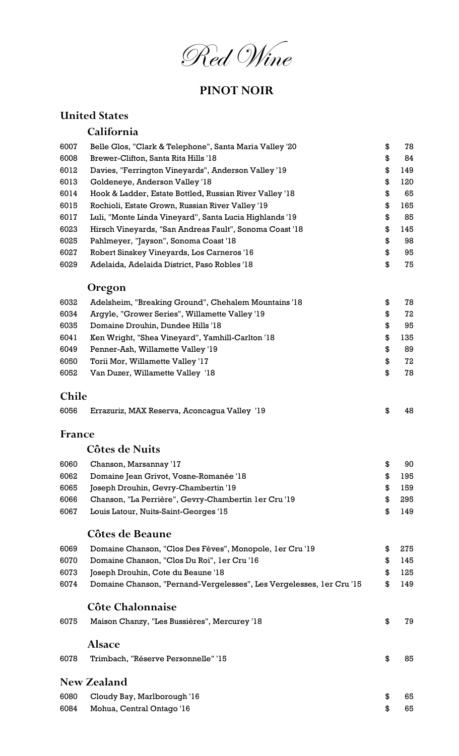# Red Wine

## PINOT NOIR

### United States

#### California

| | | | |
|---|---|---|---|
| 6007 | Belle Glos, "Clark & Telephone", Santa Maria Valley '20 | $ | 78 |
| 6008 | Brewer-Clifton, Santa Rita Hills '18 | $ | 84 |
| 6012 | Davies, "Ferrington Vineyards", Anderson Valley '19 | $ | 149 |
| 6013 | Goldeneye, Anderson Valley '18 | $ | 120 |
| 6014 | Hook & Ladder, Estate Bottled, Russian River Valley '18 | $ | 65 |
| 6015 | Rochioli, Estate Grown, Russian River Valley '19 | $ | 165 |
| 6017 | Luli, "Monte Linda Vineyard", Santa Lucia Highlands '19 | $ | 85 |
| 6023 | Hirsch Vineyards, "San Andreas Fault", Sonoma Coast '18 | $ | 145 |
| 6025 | Pahlmeyer, "Jayson", Sonoma Coast '18 | $ | 98 |
| 6027 | Robert Sinskey Vineyards, Los Carneros '16 | $ | 95 |
| 6029 | Adelaida, Adelaida District, Paso Robles '18 | $ | 75 |

#### Oregon

| | | | |
|---|---|---|---|
| 6032 | Adelsheim, "Breaking Ground", Chehalem Mountains '18 | $ | 78 |
| 6034 | Argyle, "Grower Series", Willamette Valley '19 | $ | 72 |
| 6035 | Domaine Drouhin, Dundee Hills '18 | $ | 95 |
| 6041 | Ken Wright, "Shea Vineyard", Yamhill-Carlton '18 | $ | 135 |
| 6049 | Penner-Ash, Willamette Valley '19 | $ | 89 |
| 6050 | Torii Mor, Willamette Valley '17 | $ | 72 |
| 6052 | Van Duzer, Willamette Valley '18 | $ | 78 |

### Chile

| | | | |
|---|---|---|---|
| 6056 | Errazuriz, MAX Reserva, Aconcagua Valley '19 | $ | 48 |

### France

#### Côtes de Nuits

| | | | |
|---|---|---|---|
| 6060 | Chanson, Marsannay '17 | $ | 90 |
| 6062 | Domaine Jean Grivot, Vosne-Romanée '18 | $ | 195 |
| 6065 | Joseph Drouhin, Gevry-Chambertin '19 | $ | 159 |
| 6066 | Chanson, "La Perrière", Gevry-Chambertin 1er Cru '19 | $ | 295 |
| 6067 | Louis Latour, Nuits-Saint-Georges '15 | $ | 149 |

#### Côtes de Beaune

| | | | |
|---|---|---|---|
| 6069 | Domaine Chanson, "Clos Des Fèves", Monopole, 1er Cru '19 | $ | 275 |
| 6070 | Domaine Chanson, "Clos Du Roi", 1er Cru '16 | $ | 145 |
| 6073 | Joseph Drouhin, Cote du Beaune '18 | $ | 125 |
| 6074 | Domaine Chanson, "Pernand-Vergelesses", Les Vergelesses, 1er Cru '15 | $ | 149 |

#### Côte Chalonnaise

| | | | |
|---|---|---|---|
| 6075 | Maison Chanzy, "Les Bussières", Mercurey '18 | $ | 79 |

#### Alsace

| | | | |
|---|---|---|---|
| 6078 | Trimbach, "Réserve Personnelle" '15 | $ | 85 |

### New Zealand

| | | | |
|---|---|---|---|
| 6080 | Cloudy Bay, Marlborough '16 | $ | 65 |
| 6084 | Mohua, Central Ontago '16 | $ | 65 |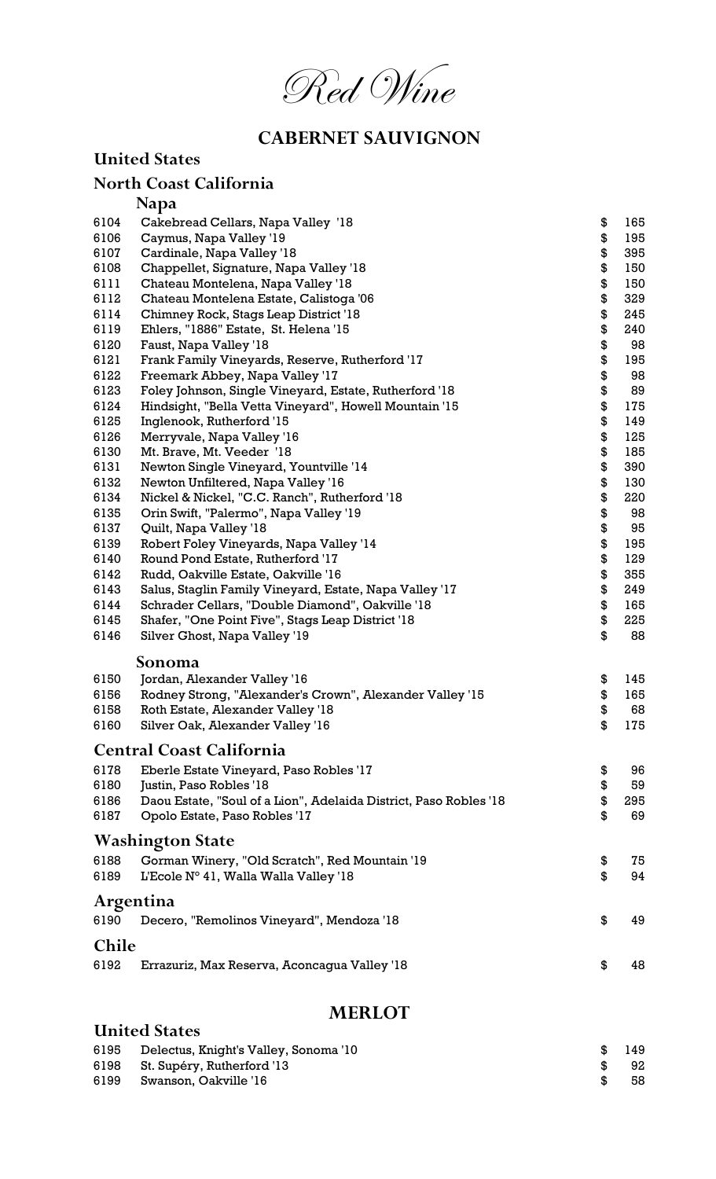# Red Wine

## CABERNET SAUVIGNON

### United States

#### North Coast California

##### Napa

| | | |
|---|---|---|
| 6104 | Cakebread Cellars, Napa Valley '18 | $ 165 |
| 6106 | Caymus, Napa Valley '19 | $ 195 |
| 6107 | Cardinale, Napa Valley '18 | $ 395 |
| 6108 | Chappellet, Signature, Napa Valley '18 | $ 150 |
| 6111 | Chateau Montelena, Napa Valley '18 | $ 150 |
| 6112 | Chateau Montelena Estate, Calistoga '06 | $ 329 |
| 6114 | Chimney Rock, Stags Leap District '18 | $ 245 |
| 6119 | Ehlers, "1886" Estate, St. Helena '15 | $ 240 |
| 6120 | Faust, Napa Valley '18 | $ 98 |
| 6121 | Frank Family Vineyards, Reserve, Rutherford '17 | $ 195 |
| 6122 | Freemark Abbey, Napa Valley '17 | $ 98 |
| 6123 | Foley Johnson, Single Vineyard, Estate, Rutherford '18 | $ 89 |
| 6124 | Hindsight, "Bella Vetta Vineyard", Howell Mountain '15 | $ 175 |
| 6125 | Inglenook, Rutherford '15 | $ 149 |
| 6126 | Merryvale, Napa Valley '16 | $ 125 |
| 6130 | Mt. Brave, Mt. Veeder '18 | $ 185 |
| 6131 | Newton Single Vineyard, Yountville '14 | $ 390 |
| 6132 | Newton Unfiltered, Napa Valley '16 | $ 130 |
| 6134 | Nickel & Nickel, "C.C. Ranch", Rutherford '18 | $ 220 |
| 6135 | Orin Swift, "Palermo", Napa Valley '19 | $ 98 |
| 6137 | Quilt, Napa Valley '18 | $ 95 |
| 6139 | Robert Foley Vineyards, Napa Valley '14 | $ 195 |
| 6140 | Round Pond Estate, Rutherford '17 | $ 129 |
| 6142 | Rudd, Oakville Estate, Oakville '16 | $ 355 |
| 6143 | Salus, Staglin Family Vineyard, Estate, Napa Valley '17 | $ 249 |
| 6144 | Schrader Cellars, "Double Diamond", Oakville '18 | $ 165 |
| 6145 | Shafer, "One Point Five", Stags Leap District '18 | $ 225 |
| 6146 | Silver Ghost, Napa Valley '19 | $ 88 |

##### Sonoma

| | | |
|---|---|---|
| 6150 | Jordan, Alexander Valley '16 | $ 145 |
| 6156 | Rodney Strong, "Alexander's Crown", Alexander Valley '15 | $ 165 |
| 6158 | Roth Estate, Alexander Valley '18 | $ 68 |
| 6160 | Silver Oak, Alexander Valley '16 | $ 175 |

#### Central Coast California

| | | |
|---|---|---|
| 6178 | Eberle Estate Vineyard, Paso Robles '17 | $ 96 |
| 6180 | Justin, Paso Robles '18 | $ 59 |
| 6186 | Daou Estate, "Soul of a Lion", Adelaida District, Paso Robles '18 | $ 295 |
| 6187 | Opolo Estate, Paso Robles '17 | $ 69 |

#### Washington State

| | | |
|---|---|---|
| 6188 | Gorman Winery, "Old Scratch", Red Mountain '19 | $ 75 |
| 6189 | L'Ecole N° 41, Walla Walla Valley '18 | $ 94 |

### Argentina

| | | |
|---|---|---|
| 6190 | Decero, "Remolinos Vineyard", Mendoza '18 | $ 49 |

### Chile

| | | |
|---|---|---|
| 6192 | Errazuriz, Max Reserva, Aconcagua Valley '18 | $ 48 |

## MERLOT

### United States

| | | |
|---|---|---|
| 6195 | Delectus, Knight's Valley, Sonoma '10 | $ 149 |
| 6198 | St. Supéry, Rutherford '13 | $ 92 |
| 6199 | Swanson, Oakville '16 | $ 58 |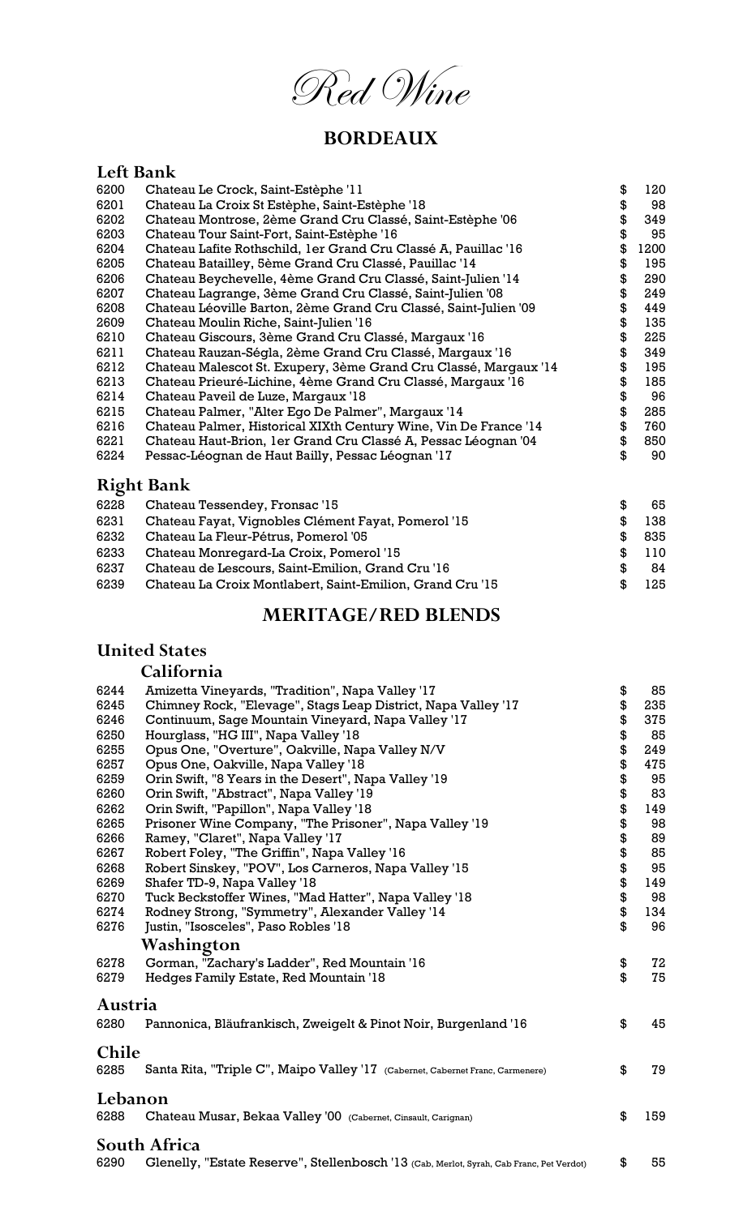# Red Wine

## BORDEAUX

### Left Bank

| | | | |
|---|---|---|---|
| 6200 | Chateau Le Crock, Saint-Estèphe '11 | $ | 120 |
| 6201 | Chateau La Croix St Estèphe, Saint-Estèphe '18 | $ | 98 |
| 6202 | Chateau Montrose, 2ème Grand Cru Classé, Saint-Estèphe '06 | $ | 349 |
| 6203 | Chateau Tour Saint-Fort, Saint-Estèphe '16 | $ | 95 |
| 6204 | Chateau Lafite Rothschild, 1er Grand Cru Classé A, Pauillac '16 | $ | 1200 |
| 6205 | Chateau Batailley, 5ème Grand Cru Classé, Pauillac '14 | $ | 195 |
| 6206 | Chateau Beychevelle, 4ème Grand Cru Classé, Saint-Julien '14 | $ | 290 |
| 6207 | Chateau Lagrange, 3ème Grand Cru Classé, Saint-Julien '08 | $ | 249 |
| 6208 | Chateau Léoville Barton, 2ème Grand Cru Classé, Saint-Julien '09 | $ | 449 |
| 2609 | Chateau Moulin Riche, Saint-Julien '16 | $ | 135 |
| 6210 | Chateau Giscours, 3ème Grand Cru Classé, Margaux '16 | $ | 225 |
| 6211 | Chateau Rauzan-Ségla, 2ème Grand Cru Classé, Margaux '16 | $ | 349 |
| 6212 | Chateau Malescot St. Exupery, 3ème Grand Cru Classé, Margaux '14 | $ | 195 |
| 6213 | Chateau Prieuré-Lichine, 4ème Grand Cru Classé, Margaux '16 | $ | 185 |
| 6214 | Chateau Paveil de Luze, Margaux '18 | $ | 96 |
| 6215 | Chateau Palmer, "Alter Ego De Palmer", Margaux '14 | $ | 285 |
| 6216 | Chateau Palmer, Historical XIXth Century Wine, Vin De France '14 | $ | 760 |
| 6221 | Chateau Haut-Brion, 1er Grand Cru Classé A, Pessac Léognan '04 | $ | 850 |
| 6224 | Pessac-Léognan de Haut Bailly, Pessac Léognan '17 | $ | 90 |

### Right Bank

| | | | |
|---|---|---|---|
| 6228 | Chateau Tessendey, Fronsac '15 | $ | 65 |
| 6231 | Chateau Fayat, Vignobles Clément Fayat, Pomerol '15 | $ | 138 |
| 6232 | Chateau La Fleur-Pétrus, Pomerol '05 | $ | 835 |
| 6233 | Chateau Monregard-La Croix, Pomerol '15 | $ | 110 |
| 6237 | Chateau de Lescours, Saint-Emilion, Grand Cru '16 | $ | 84 |
| 6239 | Chateau La Croix Montlabert, Saint-Emilion, Grand Cru '15 | $ | 125 |

## MERITAGE/RED BLENDS

### United States

#### California

| | | | |
|---|---|---|---|
| 6244 | Amizetta Vineyards, "Tradition", Napa Valley '17 | $ | 85 |
| 6245 | Chimney Rock, "Elevage", Stags Leap District, Napa Valley '17 | $ | 235 |
| 6246 | Continuum, Sage Mountain Vineyard, Napa Valley '17 | $ | 375 |
| 6250 | Hourglass, "HG III", Napa Valley '18 | $ | 85 |
| 6255 | Opus One, "Overture", Oakville, Napa Valley N/V | $ | 249 |
| 6257 | Opus One, Oakville, Napa Valley '18 | $ | 475 |
| 6259 | Orin Swift, "8 Years in the Desert", Napa Valley '19 | $ | 95 |
| 6260 | Orin Swift, "Abstract", Napa Valley '19 | $ | 83 |
| 6262 | Orin Swift, "Papillon", Napa Valley '18 | $ | 149 |
| 6265 | Prisoner Wine Company, "The Prisoner", Napa Valley '19 | $ | 98 |
| 6266 | Ramey, "Claret", Napa Valley '17 | $ | 89 |
| 6267 | Robert Foley, "The Griffin", Napa Valley '16 | $ | 85 |
| 6268 | Robert Sinskey, "POV", Los Carneros, Napa Valley '15 | $ | 95 |
| 6269 | Shafer TD-9, Napa Valley '18 | $ | 149 |
| 6270 | Tuck Beckstoffer Wines, "Mad Hatter", Napa Valley '18 | $ | 98 |
| 6274 | Rodney Strong, "Symmetry", Alexander Valley '14 | $ | 134 |
| 6276 | Justin, "Isosceles", Paso Robles '18 | $ | 96 |

#### Washington

| | | | |
|---|---|---|---|
| 6278 | Gorman, "Zachary's Ladder", Red Mountain '16 | $ | 72 |
| 6279 | Hedges Family Estate, Red Mountain '18 | $ | 75 |

### Austria

| | | | |
|---|---|---|---|
| 6280 | Pannonica, Bläufrankisch, Zweigelt & Pinot Noir, Burgenland '16 | $ | 45 |

### Chile

| | | | |
|---|---|---|---|
| 6285 | Santa Rita, "Triple C", Maipo Valley '17 (Cabernet, Cabernet Franc, Carmenere) | $ | 79 |

### Lebanon

| | | | |
|---|---|---|---|
| 6288 | Chateau Musar, Bekaa Valley '00 (Cabernet, Cinsault, Carignan) | $ | 159 |

### South Africa

| | | | |
|---|---|---|---|
| 6290 | Glenelly, "Estate Reserve", Stellenbosch '13 (Cab, Merlot, Syrah, Cab Franc, Pet Verdot) | $ | 55 |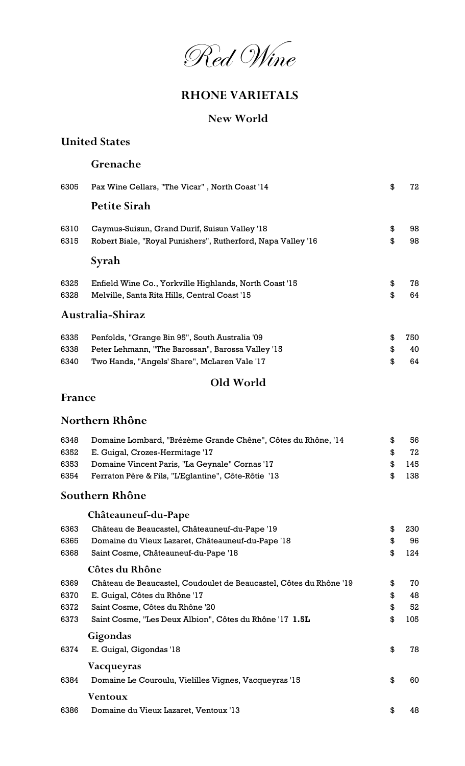# Red Wine

## RHONE VARIETALS

### New World

#### United States

##### Grenache

| | | | |
|---|---|---|---|
| 6305 | Pax Wine Cellars, "The Vicar" , North Coast '14 | $ | 72 |

##### Petite Sirah

| | | | |
|---|---|---|---|
| 6310 | Caymus-Suisun, Grand Durif, Suisun Valley '18 | $ | 98 |
| 6315 | Robert Biale, "Royal Punishers", Rutherford, Napa Valley '16 | $ | 98 |

##### Syrah

| | | | |
|---|---|---|---|
| 6325 | Enfield Wine Co., Yorkville Highlands, North Coast '15 | $ | 78 |
| 6328 | Melville, Santa Rita Hills, Central Coast '15 | $ | 64 |

#### Australia-Shiraz

| | | | |
|---|---|---|---|
| 6335 | Penfolds, "Grange Bin 95", South Australia '09 | $ | 750 |
| 6338 | Peter Lehmann, "The Barossan", Barossa Valley '15 | $ | 40 |
| 6340 | Two Hands, "Angels' Share", McLaren Vale '17 | $ | 64 |

### Old World

#### France

#### Northern Rhône

| | | | |
|---|---|---|---|
| 6348 | Domaine Lombard, "Brézème Grande Chêne", Côtes du Rhône, '14 | $ | 56 |
| 6352 | E. Guigal, Crozes-Hermitage '17 | $ | 72 |
| 6353 | Domaine Vincent Paris, "La Geynale" Cornas '17 | $ | 145 |
| 6354 | Ferraton Père & Fils, "L'Eglantine", Côte-Rôtie '13 | $ | 138 |

#### Southern Rhône

##### Châteauneuf-du-Pape

| | | | |
|---|---|---|---|
| 6363 | Château de Beaucastel, Châteauneuf-du-Pape '19 | $ | 230 |
| 6365 | Domaine du Vieux Lazaret, Châteauneuf-du-Pape '18 | $ | 96 |
| 6368 | Saint Cosme, Châteauneuf-du-Pape '18 | $ | 124 |

##### Côtes du Rhône

| | | | |
|---|---|---|---|
| 6369 | Château de Beaucastel, Coudoulet de Beaucastel, Côtes du Rhône '19 | $ | 70 |
| 6370 | E. Guigal, Côtes du Rhône '17 | $ | 48 |
| 6372 | Saint Cosme, Côtes du Rhône '20 | $ | 52 |
| 6373 | Saint Cosme, "Les Deux Albion", Côtes du Rhône '17 **1.5L** | $ | 105 |

##### Gigondas

| | | | |
|---|---|---|---|
| 6374 | E. Guigal, Gigondas '18 | $ | 78 |

##### Vacqueyras

| | | | |
|---|---|---|---|
| 6384 | Domaine Le Couroulu, Vielilles Vignes, Vacqueyras '15 | $ | 60 |

##### Ventoux

| | | | |
|---|---|---|---|
| 6386 | Domaine du Vieux Lazaret, Ventoux '13 | $ | 48 |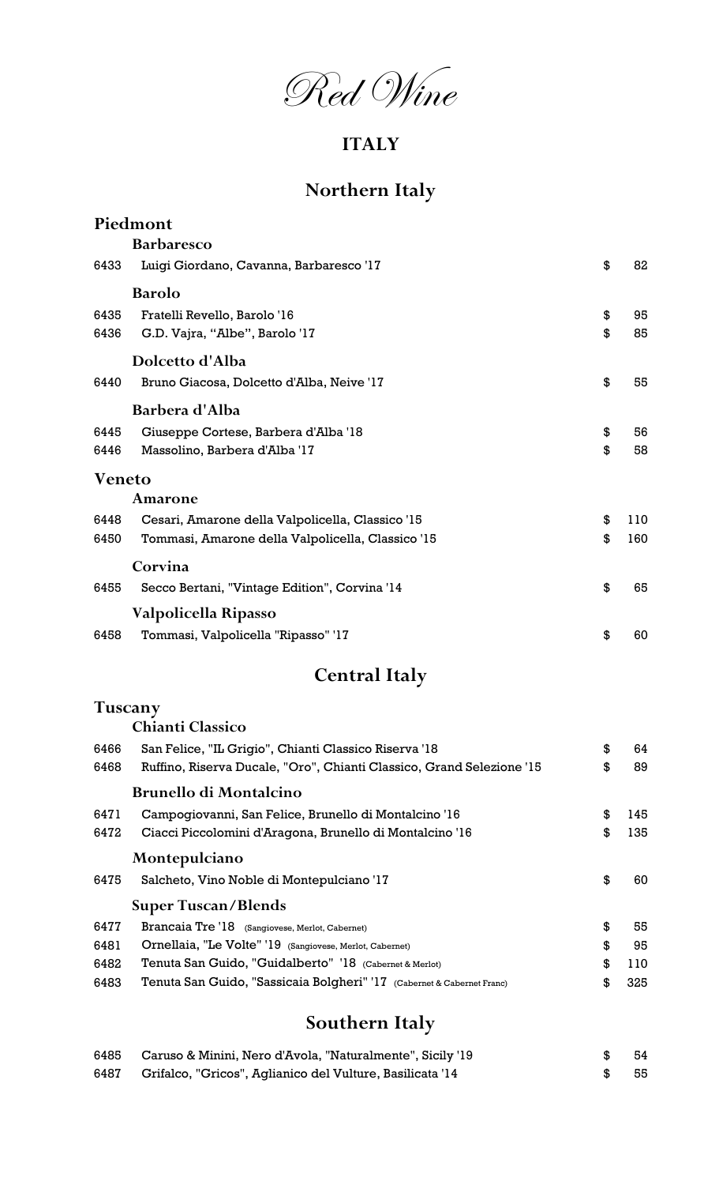# Red Wine

## ITALY

## Northern Italy

### Piedmont

#### Barbaresco

| | | |
|---|---|---|
| 6433 | Luigi Giordano, Cavanna, Barbaresco '17 | $ 82 |

#### Barolo

| | | |
|---|---|---|
| 6435 | Fratelli Revello, Barolo '16 | $ 95 |
| 6436 | G.D. Vajra, "Albe", Barolo '17 | $ 85 |

#### Dolcetto d'Alba

| | | |
|---|---|---|
| 6440 | Bruno Giacosa, Dolcetto d'Alba, Neive '17 | $ 55 |

#### Barbera d'Alba

| | | |
|---|---|---|
| 6445 | Giuseppe Cortese, Barbera d'Alba '18 | $ 56 |
| 6446 | Massolino, Barbera d'Alba '17 | $ 58 |

### Veneto

#### Amarone

| | | |
|---|---|---|
| 6448 | Cesari, Amarone della Valpolicella, Classico '15 | $ 110 |
| 6450 | Tommasi, Amarone della Valpolicella, Classico '15 | $ 160 |

#### Corvina

| | | |
|---|---|---|
| 6455 | Secco Bertani, "Vintage Edition", Corvina '14 | $ 65 |

#### Valpolicella Ripasso

| | | |
|---|---|---|
| 6458 | Tommasi, Valpolicella "Ripasso" '17 | $ 60 |

## Central Italy

### Tuscany

#### Chianti Classico

| | | |
|---|---|---|
| 6466 | San Felice, "IL Grigio", Chianti Classico Riserva '18 | $ 64 |
| 6468 | Ruffino, Riserva Ducale, "Oro", Chianti Classico, Grand Selezione '15 | $ 89 |

#### Brunello di Montalcino

| | | |
|---|---|---|
| 6471 | Campogiovanni, San Felice, Brunello di Montalcino '16 | $ 145 |
| 6472 | Ciacci Piccolomini d'Aragona, Brunello di Montalcino '16 | $ 135 |

#### Montepulciano

| | | |
|---|---|---|
| 6475 | Salcheto, Vino Noble di Montepulciano '17 | $ 60 |

#### Super Tuscan/Blends

| | | |
|---|---|---|
| 6477 | Brancaia Tre '18 (Sangiovese, Merlot, Cabernet) | $ 55 |
| 6481 | Ornellaia, "Le Volte" '19 (Sangiovese, Merlot, Cabernet) | $ 95 |
| 6482 | Tenuta San Guido, "Guidalberto" '18 (Cabernet & Merlot) | $ 110 |
| 6483 | Tenuta San Guido, "Sassicaia Bolgheri" '17 (Cabernet & Cabernet Franc) | $ 325 |

## Southern Italy

| | | |
|---|---|---|
| 6485 | Caruso & Minini, Nero d'Avola, "Naturalmente", Sicily '19 | $ 54 |
| 6487 | Grifalco, "Gricos", Aglianico del Vulture, Basilicata '14 | $ 55 |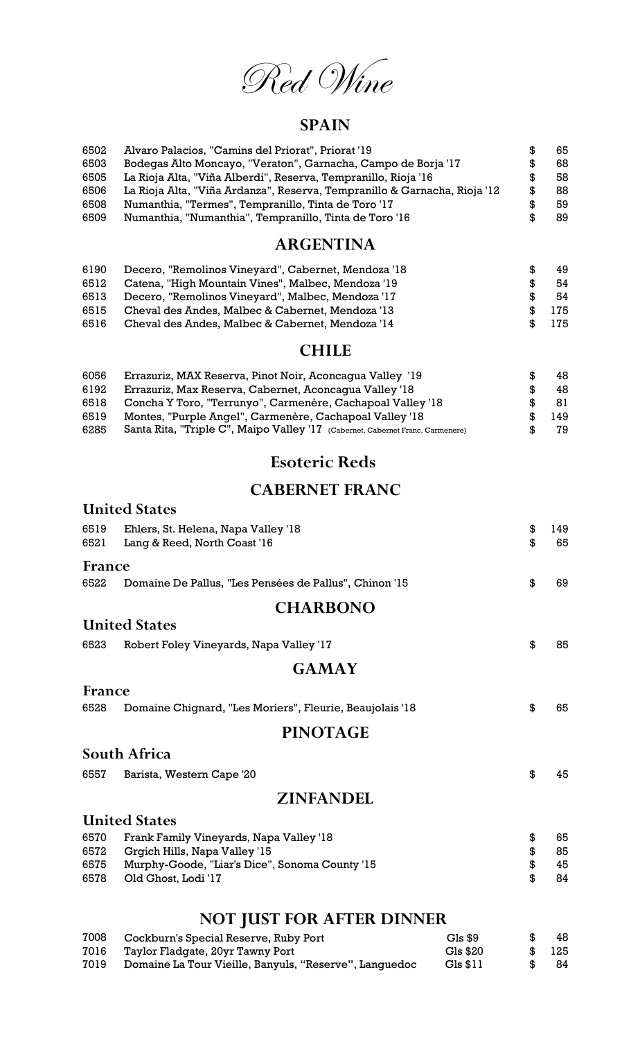# Red Wine

## SPAIN

| | | | |
|---|---|---|---|
| 6502 | Alvaro Palacios, "Camins del Priorat", Priorat '19 | $ | 65 |
| 6503 | Bodegas Alto Moncayo, "Veraton", Garnacha, Campo de Borja '17 | $ | 68 |
| 6505 | La Rioja Alta, "Viña Alberdi", Reserva, Tempranillo, Rioja '16 | $ | 58 |
| 6506 | La Rioja Alta, "Viña Ardanza", Reserva, Tempranillo & Garnacha, Rioja '12 | $ | 88 |
| 6508 | Numanthia, "Termes", Tempranillo, Tinta de Toro '17 | $ | 59 |
| 6509 | Numanthia, "Numanthia", Tempranillo, Tinta de Toro '16 | $ | 89 |

## ARGENTINA

| | | | |
|---|---|---|---|
| 6190 | Decero, "Remolinos Vineyard", Cabernet, Mendoza '18 | $ | 49 |
| 6512 | Catena, "High Mountain Vines", Malbec, Mendoza '19 | $ | 54 |
| 6513 | Decero, "Remolinos Vineyard", Malbec, Mendoza '17 | $ | 54 |
| 6515 | Cheval des Andes, Malbec & Cabernet, Mendoza '13 | $ | 175 |
| 6516 | Cheval des Andes, Malbec & Cabernet, Mendoza '14 | $ | 175 |

## CHILE

| | | | |
|---|---|---|---|
| 6056 | Errazuriz, MAX Reserva, Pinot Noir, Aconcagua Valley '19 | $ | 48 |
| 6192 | Errazuriz, Max Reserva, Cabernet, Aconcagua Valley '18 | $ | 48 |
| 6518 | Concha Y Toro, "Terrunyo", Carmenère, Cachapoal Valley '18 | $ | 81 |
| 6519 | Montes, "Purple Angel", Carmenère, Cachapoal Valley '18 | $ | 149 |
| 6285 | Santa Rita, "Triple C", Maipo Valley '17 (Cabernet, Cabernet Franc, Carmenere) | $ | 79 |

## Esoteric Reds

## CABERNET FRANC

### United States

| | | | |
|---|---|---|---|
| 6519 | Ehlers, St. Helena, Napa Valley '18 | $ | 149 |
| 6521 | Lang & Reed, North Coast '16 | $ | 65 |

### France

| | | | |
|---|---|---|---|
| 6522 | Domaine De Pallus, "Les Pensées de Pallus", Chinon '15 | $ | 69 |

## CHARBONO

### United States

| | | | |
|---|---|---|---|
| 6523 | Robert Foley Vineyards, Napa Valley '17 | $ | 85 |

## GAMAY

### France

| | | | |
|---|---|---|---|
| 6528 | Domaine Chignard, "Les Moriers", Fleurie, Beaujolais '18 | $ | 65 |

## PINOTAGE

### South Africa

| | | | |
|---|---|---|---|
| 6557 | Barista, Western Cape '20 | $ | 45 |

## ZINFANDEL

### United States

| | | | |
|---|---|---|---|
| 6570 | Frank Family Vineyards, Napa Valley '18 | $ | 65 |
| 6572 | Grgich Hills, Napa Valley '15 | $ | 85 |
| 6575 | Murphy-Goode, "Liar's Dice", Sonoma County '15 | $ | 45 |
| 6578 | Old Ghost, Lodi '17 | $ | 84 |

## NOT JUST FOR AFTER DINNER

| | | | | |
|---|---|---|---|---|
| 7008 | Cockburn's Special Reserve, Ruby Port | Gls $9 | $ | 48 |
| 7016 | Taylor Fladgate, 20yr Tawny Port | Gls $20 | $ | 125 |
| 7019 | Domaine La Tour Vieille, Banyuls, "Reserve", Languedoc | Gls $11 | $ | 84 |